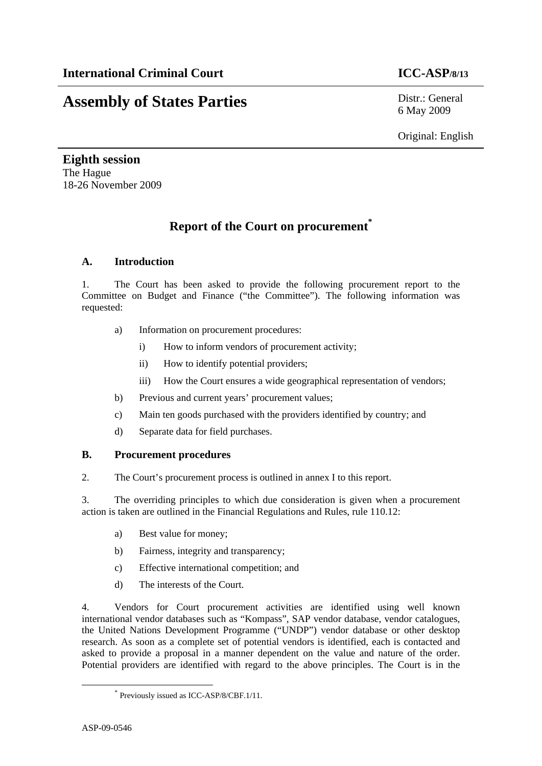**International Criminal Court** **ICC-ASP/8/13**

# Assembly of States Parties

Distr.: General
6 May 2009

Original: English

**Eighth session**
The Hague
18-26 November 2009

## Report of the Court on procurement*

### A. Introduction

1. The Court has been asked to provide the following procurement report to the Committee on Budget and Finance ("the Committee"). The following information was requested:

a) Information on procurement procedures:

i) How to inform vendors of procurement activity;

ii) How to identify potential providers;

iii) How the Court ensures a wide geographical representation of vendors;

b) Previous and current years' procurement values;

c) Main ten goods purchased with the providers identified by country; and

d) Separate data for field purchases.

### B. Procurement procedures

2. The Court's procurement process is outlined in annex I to this report.

3. The overriding principles to which due consideration is given when a procurement action is taken are outlined in the Financial Regulations and Rules, rule 110.12:

a) Best value for money;

b) Fairness, integrity and transparency;

c) Effective international competition; and

d) The interests of the Court.

4. Vendors for Court procurement activities are identified using well known international vendor databases such as "Kompass", SAP vendor database, vendor catalogues, the United Nations Development Programme ("UNDP") vendor database or other desktop research. As soon as a complete set of potential vendors is identified, each is contacted and asked to provide a proposal in a manner dependent on the value and nature of the order. Potential providers are identified with regard to the above principles. The Court is in the

* Previously issued as ICC-ASP/8/CBF.1/11.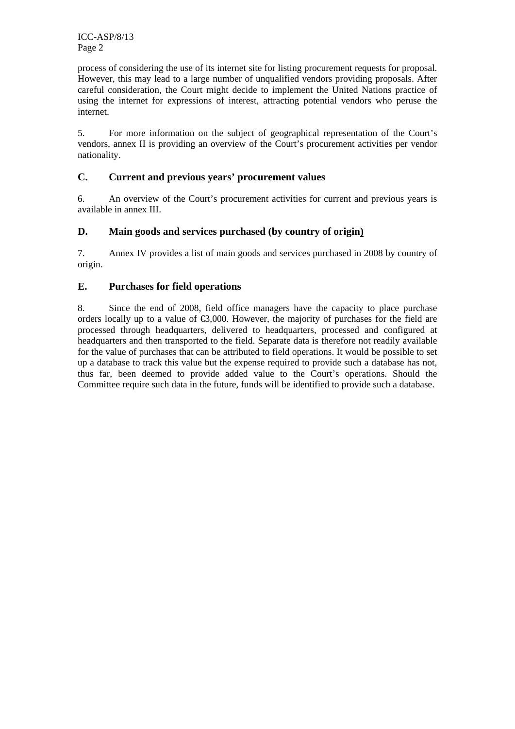process of considering the use of its internet site for listing procurement requests for proposal. However, this may lead to a large number of unqualified vendors providing proposals. After careful consideration, the Court might decide to implement the United Nations practice of using the internet for expressions of interest, attracting potential vendors who peruse the internet.

5. For more information on the subject of geographical representation of the Court's vendors, annex II is providing an overview of the Court's procurement activities per vendor nationality.

## C. Current and previous years' procurement values

6. An overview of the Court's procurement activities for current and previous years is available in annex III.

## D. Main goods and services purchased (by country of origin)

7. Annex IV provides a list of main goods and services purchased in 2008 by country of origin.

## E. Purchases for field operations

8. Since the end of 2008, field office managers have the capacity to place purchase orders locally up to a value of €3,000. However, the majority of purchases for the field are processed through headquarters, delivered to headquarters, processed and configured at headquarters and then transported to the field. Separate data is therefore not readily available for the value of purchases that can be attributed to field operations. It would be possible to set up a database to track this value but the expense required to provide such a database has not, thus far, been deemed to provide added value to the Court's operations. Should the Committee require such data in the future, funds will be identified to provide such a database.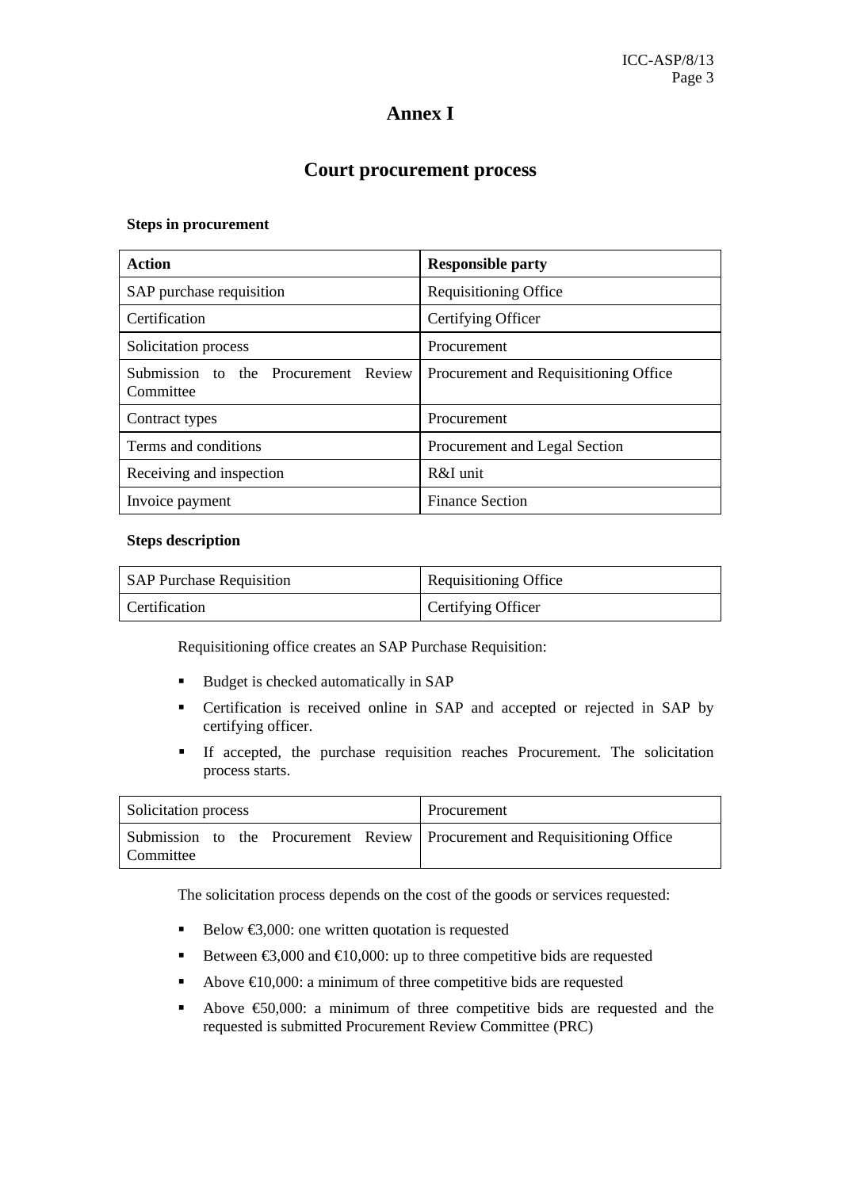# Annex I

## Court procurement process

**Steps in procurement**

| **Action** | **Responsible party** |
|---|---|
| SAP purchase requisition | Requisitioning Office |
| Certification | Certifying Officer |
| Solicitation process | Procurement |
| Submission to the Procurement Review Committee | Procurement and Requisitioning Office |
| Contract types | Procurement |
| Terms and conditions | Procurement and Legal Section |
| Receiving and inspection | R&I unit |
| Invoice payment | Finance Section |

**Steps description**

| SAP Purchase Requisition | Requisitioning Office |
|---|---|
| Certification | Certifying Officer |

Requisitioning office creates an SAP Purchase Requisition:

- Budget is checked automatically in SAP
- Certification is received online in SAP and accepted or rejected in SAP by certifying officer.
- If accepted, the purchase requisition reaches Procurement. The solicitation process starts.

| Solicitation process | Procurement |
|---|---|
| Submission to the Procurement Review Committee | Procurement and Requisitioning Office |

The solicitation process depends on the cost of the goods or services requested:

- Below €3,000: one written quotation is requested
- Between €3,000 and €10,000: up to three competitive bids are requested
- Above €10,000: a minimum of three competitive bids are requested
- Above €50,000: a minimum of three competitive bids are requested and the requested is submitted Procurement Review Committee (PRC)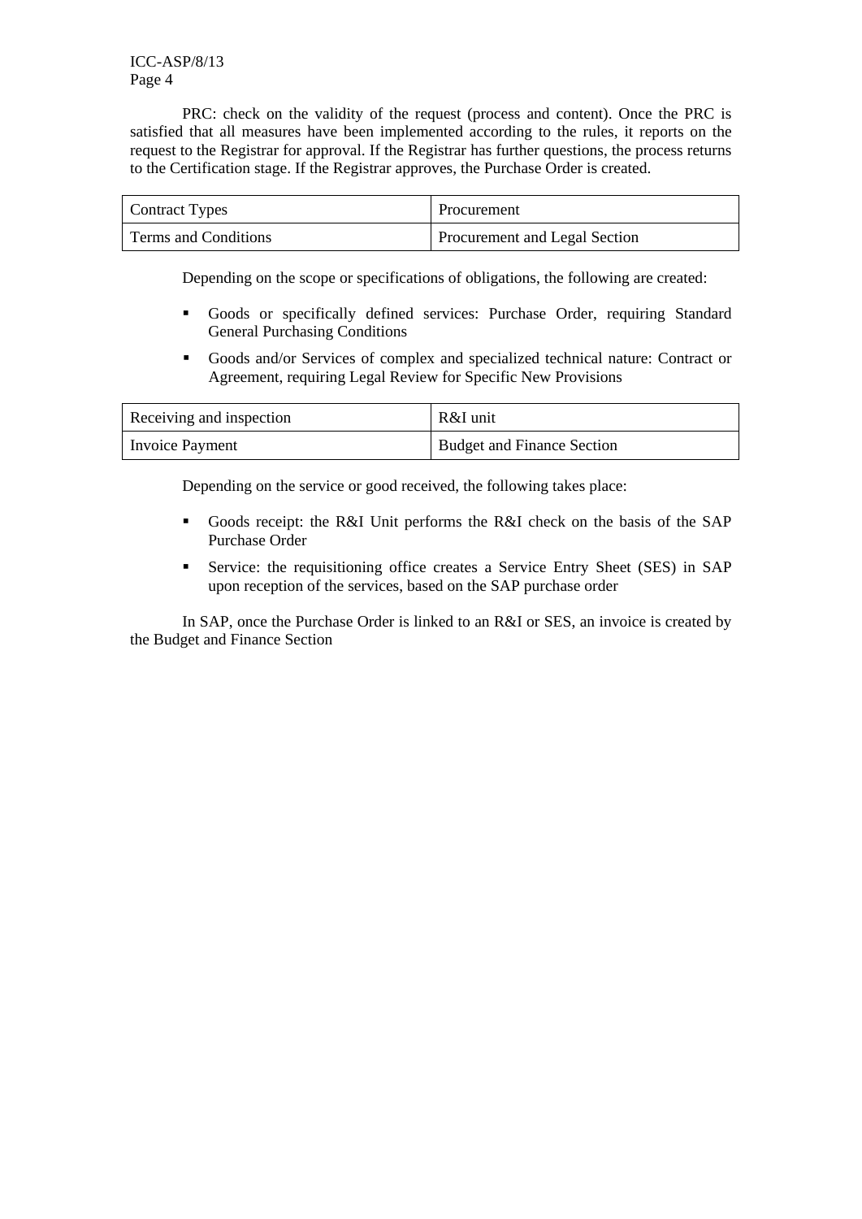PRC: check on the validity of the request (process and content). Once the PRC is satisfied that all measures have been implemented according to the rules, it reports on the request to the Registrar for approval. If the Registrar has further questions, the process returns to the Certification stage. If the Registrar approves, the Purchase Order is created.

| Contract Types | Procurement |
|---|---|
| Terms and Conditions | Procurement and Legal Section |

Depending on the scope or specifications of obligations, the following are created:

- Goods or specifically defined services: Purchase Order, requiring Standard General Purchasing Conditions
- Goods and/or Services of complex and specialized technical nature: Contract or Agreement, requiring Legal Review for Specific New Provisions

| Receiving and inspection | R&I unit |
|---|---|
| Invoice Payment | Budget and Finance Section |

Depending on the service or good received, the following takes place:

- Goods receipt: the R&I Unit performs the R&I check on the basis of the SAP Purchase Order
- Service: the requisitioning office creates a Service Entry Sheet (SES) in SAP upon reception of the services, based on the SAP purchase order

In SAP, once the Purchase Order is linked to an R&I or SES, an invoice is created by the Budget and Finance Section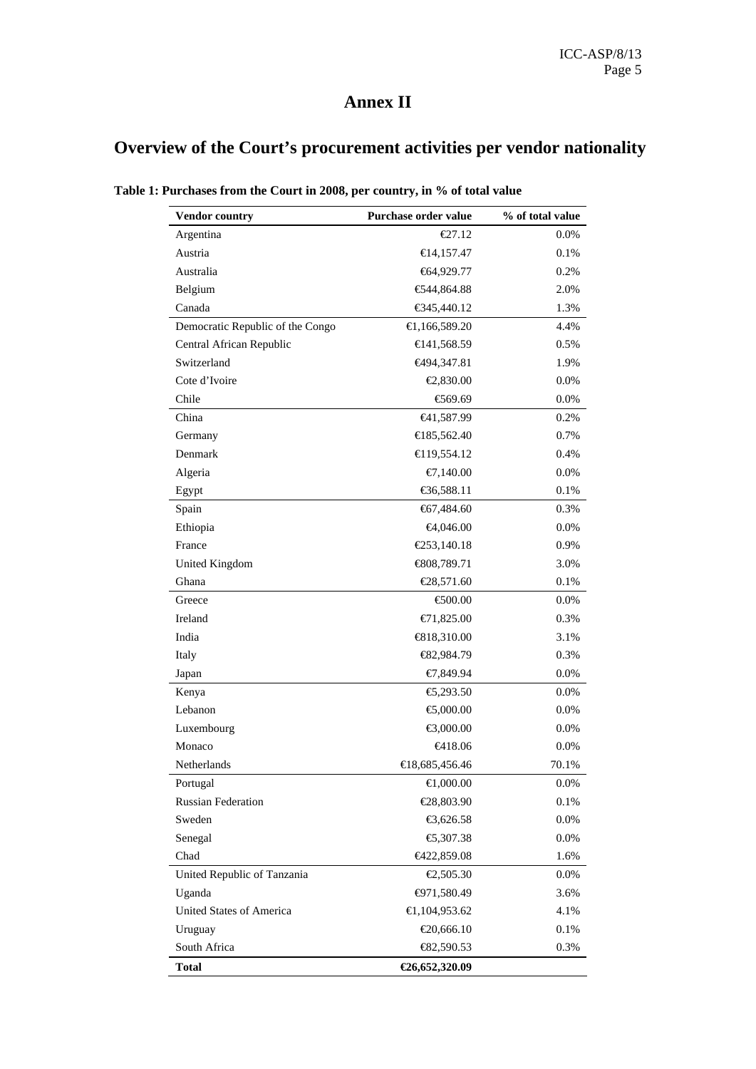# Annex II

# Overview of the Court's procurement activities per vendor nationality

**Table 1: Purchases from the Court in 2008, per country, in % of total value**

| Vendor country | Purchase order value | % of total value |
|---|---:|---:|
| Argentina | €27.12 | 0.0% |
| Austria | €14,157.47 | 0.1% |
| Australia | €64,929.77 | 0.2% |
| Belgium | €544,864.88 | 2.0% |
| Canada | €345,440.12 | 1.3% |
| Democratic Republic of the Congo | €1,166,589.20 | 4.4% |
| Central African Republic | €141,568.59 | 0.5% |
| Switzerland | €494,347.81 | 1.9% |
| Cote d'Ivoire | €2,830.00 | 0.0% |
| Chile | €569.69 | 0.0% |
| China | €41,587.99 | 0.2% |
| Germany | €185,562.40 | 0.7% |
| Denmark | €119,554.12 | 0.4% |
| Algeria | €7,140.00 | 0.0% |
| Egypt | €36,588.11 | 0.1% |
| Spain | €67,484.60 | 0.3% |
| Ethiopia | €4,046.00 | 0.0% |
| France | €253,140.18 | 0.9% |
| United Kingdom | €808,789.71 | 3.0% |
| Ghana | €28,571.60 | 0.1% |
| Greece | €500.00 | 0.0% |
| Ireland | €71,825.00 | 0.3% |
| India | €818,310.00 | 3.1% |
| Italy | €82,984.79 | 0.3% |
| Japan | €7,849.94 | 0.0% |
| Kenya | €5,293.50 | 0.0% |
| Lebanon | €5,000.00 | 0.0% |
| Luxembourg | €3,000.00 | 0.0% |
| Monaco | €418.06 | 0.0% |
| Netherlands | €18,685,456.46 | 70.1% |
| Portugal | €1,000.00 | 0.0% |
| Russian Federation | €28,803.90 | 0.1% |
| Sweden | €3,626.58 | 0.0% |
| Senegal | €5,307.38 | 0.0% |
| Chad | €422,859.08 | 1.6% |
| United Republic of Tanzania | €2,505.30 | 0.0% |
| Uganda | €971,580.49 | 3.6% |
| United States of America | €1,104,953.62 | 4.1% |
| Uruguay | €20,666.10 | 0.1% |
| South Africa | €82,590.53 | 0.3% |
| **Total** | **€26,652,320.09** | |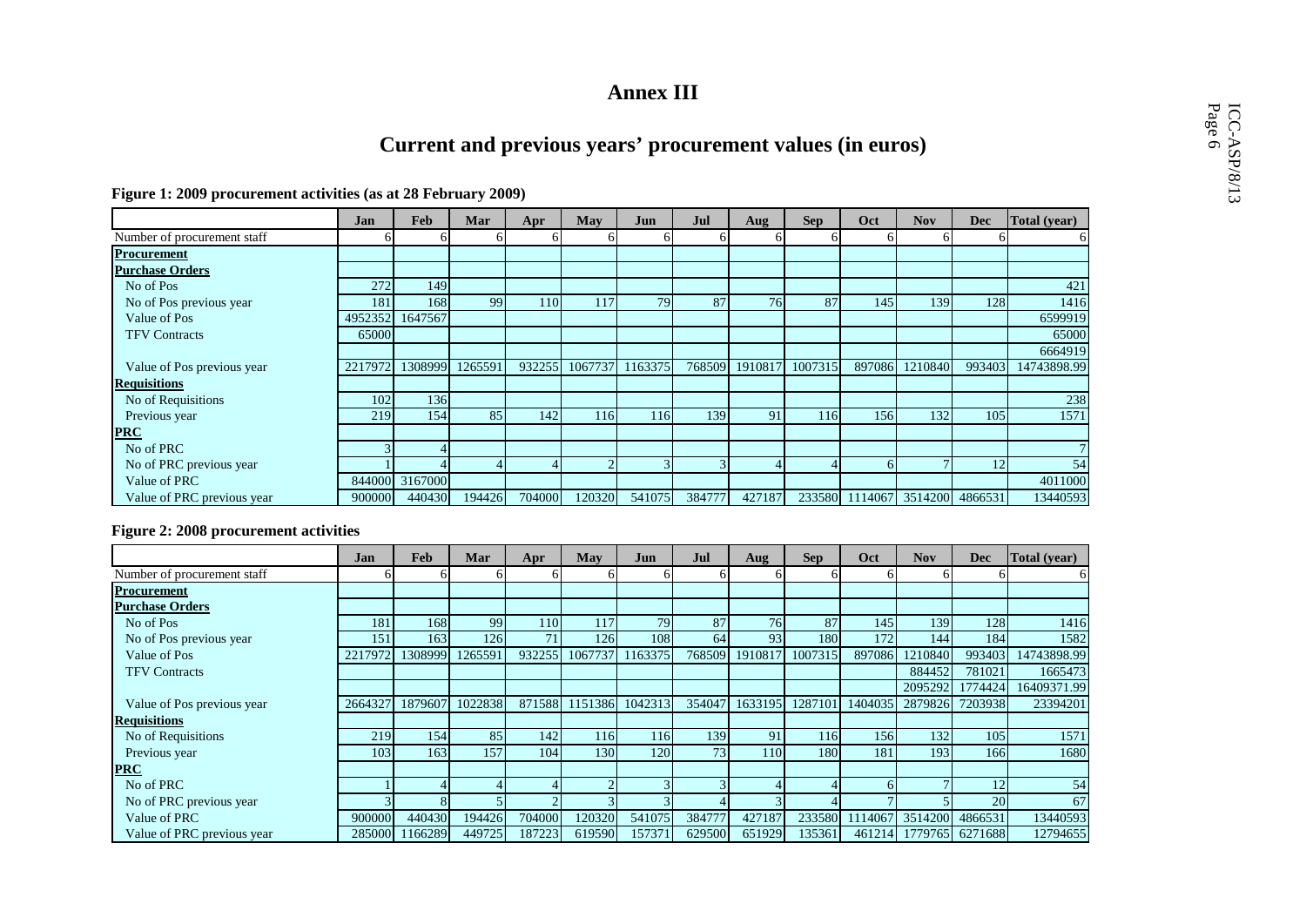# Annex III

## Current and previous years' procurement values (in euros)

**Figure 1: 2009 procurement activities (as at 28 February 2009)**

| | Jan | Feb | Mar | Apr | May | Jun | Jul | Aug | Sep | Oct | Nov | Dec | Total (year) |
|---|---|---|---|---|---|---|---|---|---|---|---|---|---|
| Number of procurement staff | 6 | 6 | 6 | 6 | 6 | 6 | 6 | 6 | 6 | 6 | 6 | 6 | 6 |
| **Procurement** | | | | | | | | | | | | | |
| **Purchase Orders** | | | | | | | | | | | | | |
| No of Pos | 272 | 149 | | | | | | | | | | | 421 |
| No of Pos previous year | 181 | 168 | 99 | 110 | 117 | 79 | 87 | 76 | 87 | 145 | 139 | 128 | 1416 |
| Value of Pos | 4952352 | 1647567 | | | | | | | | | | | 6599919 |
| TFV Contracts | 65000 | | | | | | | | | | | | 65000 |
| | | | | | | | | | | | | | 6664919 |
| Value of Pos previous year | 2217972 | 1308999 | 1265591 | 932255 | 1067737 | 1163375 | 768509 | 1910817 | 1007315 | 897086 | 1210840 | 993403 | 14743898.99 |
| **Requisitions** | | | | | | | | | | | | | |
| No of Requisitions | 102 | 136 | | | | | | | | | | | 238 |
| Previous year | 219 | 154 | 85 | 142 | 116 | 116 | 139 | 91 | 116 | 156 | 132 | 105 | 1571 |
| **PRC** | | | | | | | | | | | | | |
| No of PRC | 3 | 4 | | | | | | | | | | | 7 |
| No of PRC previous year | 1 | 4 | 4 | 4 | 2 | 3 | 3 | 4 | 4 | 6 | 7 | 12 | 54 |
| Value of PRC | 844000 | 3167000 | | | | | | | | | | | 4011000 |
| Value of PRC previous year | 900000 | 440430 | 194426 | 704000 | 120320 | 541075 | 384777 | 427187 | 233580 | 1114067 | 3514200 | 4866531 | 13440593 |

**Figure 2: 2008 procurement activities**

| | Jan | Feb | Mar | Apr | May | Jun | Jul | Aug | Sep | Oct | Nov | Dec | Total (year) |
|---|---|---|---|---|---|---|---|---|---|---|---|---|---|
| Number of procurement staff | 6 | 6 | 6 | 6 | 6 | 6 | 6 | 6 | 6 | 6 | 6 | 6 | 6 |
| **Procurement** | | | | | | | | | | | | | |
| **Purchase Orders** | | | | | | | | | | | | | |
| No of Pos | 181 | 168 | 99 | 110 | 117 | 79 | 87 | 76 | 87 | 145 | 139 | 128 | 1416 |
| No of Pos previous year | 151 | 163 | 126 | 71 | 126 | 108 | 64 | 93 | 180 | 172 | 144 | 184 | 1582 |
| Value of Pos | 2217972 | 1308999 | 1265591 | 932255 | 1067737 | 1163375 | 768509 | 1910817 | 1007315 | 897086 | 1210840 | 993403 | 14743898.99 |
| TFV Contracts | | | | | | | | | | | 884452 | 781021 | 1665473 |
| | | | | | | | | | | | 2095292 | 1774424 | 16409371.99 |
| Value of Pos previous year | 2664327 | 1879607 | 1022838 | 871588 | 1151386 | 1042313 | 354047 | 1633195 | 1287101 | 1404035 | 2879826 | 7203938 | 23394201 |
| **Requisitions** | | | | | | | | | | | | | |
| No of Requisitions | 219 | 154 | 85 | 142 | 116 | 116 | 139 | 91 | 116 | 156 | 132 | 105 | 1571 |
| Previous year | 103 | 163 | 157 | 104 | 130 | 120 | 73 | 110 | 180 | 181 | 193 | 166 | 1680 |
| **PRC** | | | | | | | | | | | | | |
| No of PRC | 1 | 4 | 4 | 4 | 2 | 3 | 3 | 4 | 4 | 6 | 7 | 12 | 54 |
| No of PRC previous year | 3 | 8 | 5 | 2 | 3 | 3 | 4 | 3 | 4 | 7 | 5 | 20 | 67 |
| Value of PRC | 900000 | 440430 | 194426 | 704000 | 120320 | 541075 | 384777 | 427187 | 233580 | 1114067 | 3514200 | 4866531 | 13440593 |
| Value of PRC previous year | 285000 | 1166289 | 449725 | 187223 | 619590 | 157371 | 629500 | 651929 | 135361 | 461214 | 1779765 | 6271688 | 12794655 |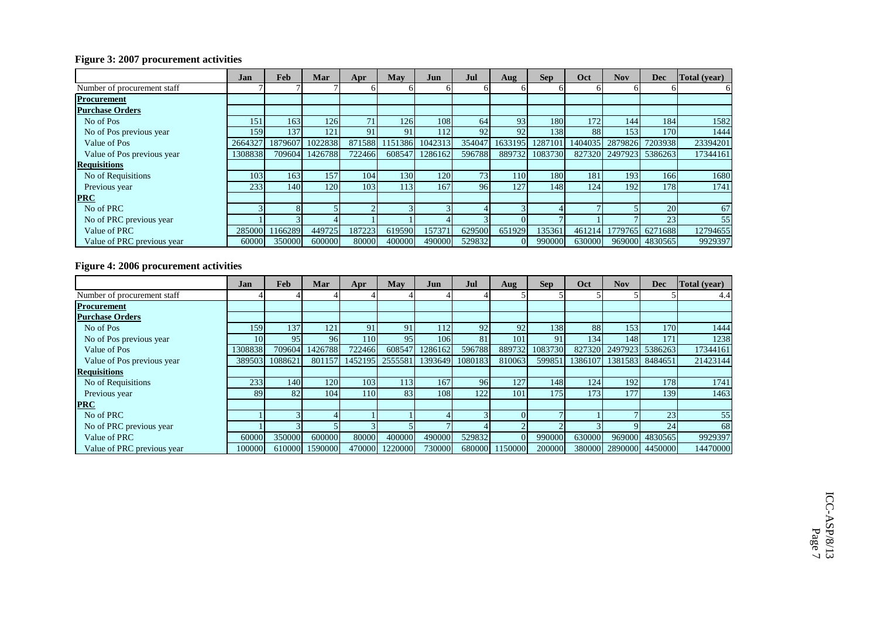### Figure 3: 2007 procurement activities

| | Jan | Feb | Mar | Apr | May | Jun | Jul | Aug | Sep | Oct | Nov | Dec | Total (year) |
|---|---|---|---|---|---|---|---|---|---|---|---|---|---|
| Number of procurement staff | 7 | 7 | 7 | 6 | 6 | 6 | 6 | 6 | 6 | 6 | 6 | 6 | 6 |
| **Procurement** | | | | | | | | | | | | | |
| **Purchase Orders** | | | | | | | | | | | | | |
| No of Pos | 151 | 163 | 126 | 71 | 126 | 108 | 64 | 93 | 180 | 172 | 144 | 184 | 1582 |
| No of Pos previous year | 159 | 137 | 121 | 91 | 91 | 112 | 92 | 92 | 138 | 88 | 153 | 170 | 1444 |
| Value of Pos | 2664327 | 1879607 | 1022838 | 871588 | 1151386 | 1042313 | 354047 | 1633195 | 1287101 | 1404035 | 2879826 | 7203938 | 23394201 |
| Value of Pos previous year | 1308838 | 709604 | 1426788 | 722466 | 608547 | 1286162 | 596788 | 889732 | 1083730 | 827320 | 2497923 | 5386263 | 17344161 |
| **Requisitions** | | | | | | | | | | | | | |
| No of Requisitions | 103 | 163 | 157 | 104 | 130 | 120 | 73 | 110 | 180 | 181 | 193 | 166 | 1680 |
| Previous year | 233 | 140 | 120 | 103 | 113 | 167 | 96 | 127 | 148 | 124 | 192 | 178 | 1741 |
| **PRC** | | | | | | | | | | | | | |
| No of PRC | 3 | 8 | 5 | 2 | 3 | 3 | 4 | 3 | 4 | 7 | 5 | 20 | 67 |
| No of PRC previous year | 1 | 3 | 4 | 1 | 1 | 4 | 3 | 0 | 7 | 1 | 7 | 23 | 55 |
| Value of PRC | 285000 | 1166289 | 449725 | 187223 | 619590 | 157371 | 629500 | 651929 | 135361 | 461214 | 1779765 | 6271688 | 12794655 |
| Value of PRC previous year | 60000 | 350000 | 600000 | 80000 | 400000 | 490000 | 529832 | 0 | 990000 | 630000 | 969000 | 4830565 | 9929397 |

### Figure 4: 2006 procurement activities

| | Jan | Feb | Mar | Apr | May | Jun | Jul | Aug | Sep | Oct | Nov | Dec | Total (year) |
|---|---|---|---|---|---|---|---|---|---|---|---|---|---|
| Number of procurement staff | 4 | 4 | 4 | 4 | 4 | 4 | 4 | 5 | 5 | 5 | 5 | 5 | 4.4 |
| **Procurement** | | | | | | | | | | | | | |
| **Purchase Orders** | | | | | | | | | | | | | |
| No of Pos | 159 | 137 | 121 | 91 | 91 | 112 | 92 | 92 | 138 | 88 | 153 | 170 | 1444 |
| No of Pos previous year | 10 | 95 | 96 | 110 | 95 | 106 | 81 | 101 | 91 | 134 | 148 | 171 | 1238 |
| Value of Pos | 1308838 | 709604 | 1426788 | 722466 | 608547 | 1286162 | 596788 | 889732 | 1083730 | 827320 | 2497923 | 5386263 | 17344161 |
| Value of Pos previous year | 389503 | 1088621 | 801157 | 1452195 | 2555581 | 1393649 | 1080183 | 810063 | 599851 | 1386107 | 1381583 | 8484651 | 21423144 |
| **Requisitions** | | | | | | | | | | | | | |
| No of Requisitions | 233 | 140 | 120 | 103 | 113 | 167 | 96 | 127 | 148 | 124 | 192 | 178 | 1741 |
| Previous year | 89 | 82 | 104 | 110 | 83 | 108 | 122 | 101 | 175 | 173 | 177 | 139 | 1463 |
| **PRC** | | | | | | | | | | | | | |
| No of PRC | 1 | 3 | 4 | 1 | 1 | 4 | 3 | 0 | 7 | 1 | 7 | 23 | 55 |
| No of PRC previous year | 1 | 3 | 5 | 3 | 5 | 7 | 4 | 2 | 2 | 3 | 9 | 24 | 68 |
| Value of PRC | 60000 | 350000 | 600000 | 80000 | 400000 | 490000 | 529832 | 0 | 990000 | 630000 | 969000 | 4830565 | 9929397 |
| Value of PRC previous year | 100000 | 610000 | 1590000 | 470000 | 1220000 | 730000 | 680000 | 1150000 | 200000 | 380000 | 2890000 | 4450000 | 14470000 |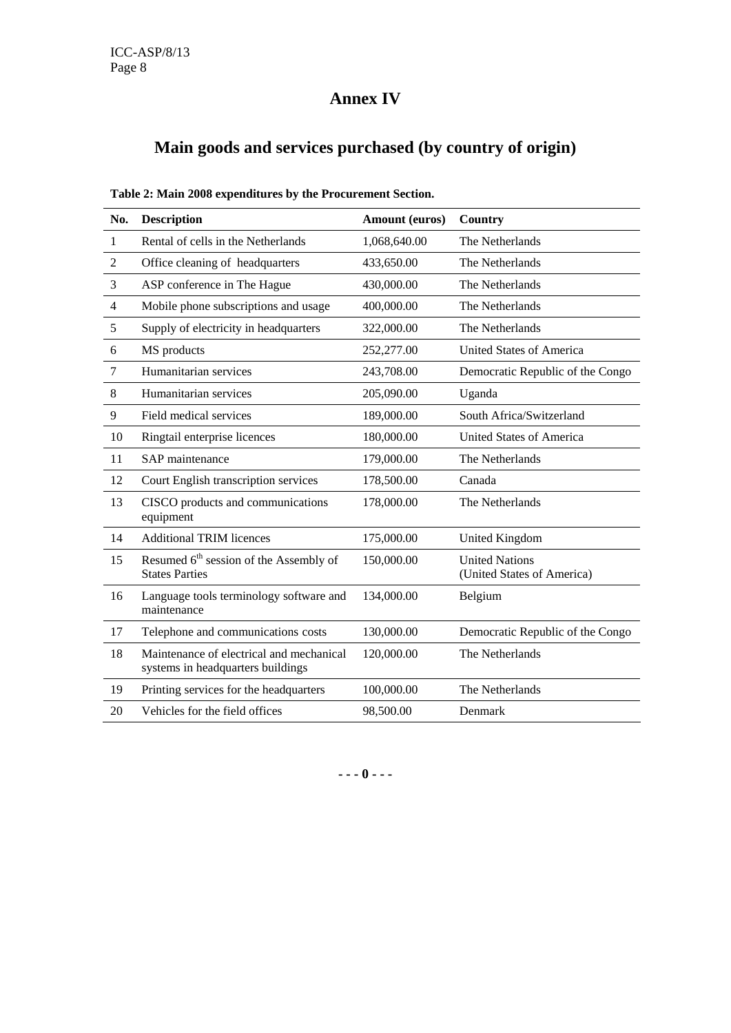# Annex IV

## Main goods and services purchased (by country of origin)

**Table 2: Main 2008 expenditures by the Procurement Section.**

| No. | Description | Amount (euros) | Country |
|---|---|---|---|
| 1 | Rental of cells in the Netherlands | 1,068,640.00 | The Netherlands |
| 2 | Office cleaning of headquarters | 433,650.00 | The Netherlands |
| 3 | ASP conference in The Hague | 430,000.00 | The Netherlands |
| 4 | Mobile phone subscriptions and usage | 400,000.00 | The Netherlands |
| 5 | Supply of electricity in headquarters | 322,000.00 | The Netherlands |
| 6 | MS products | 252,277.00 | United States of America |
| 7 | Humanitarian services | 243,708.00 | Democratic Republic of the Congo |
| 8 | Humanitarian services | 205,090.00 | Uganda |
| 9 | Field medical services | 189,000.00 | South Africa/Switzerland |
| 10 | Ringtail enterprise licences | 180,000.00 | United States of America |
| 11 | SAP maintenance | 179,000.00 | The Netherlands |
| 12 | Court English transcription services | 178,500.00 | Canada |
| 13 | CISCO products and communications equipment | 178,000.00 | The Netherlands |
| 14 | Additional TRIM licences | 175,000.00 | United Kingdom |
| 15 | Resumed 6th session of the Assembly of States Parties | 150,000.00 | United Nations (United States of America) |
| 16 | Language tools terminology software and maintenance | 134,000.00 | Belgium |
| 17 | Telephone and communications costs | 130,000.00 | Democratic Republic of the Congo |
| 18 | Maintenance of electrical and mechanical systems in headquarters buildings | 120,000.00 | The Netherlands |
| 19 | Printing services for the headquarters | 100,000.00 | The Netherlands |
| 20 | Vehicles for the field offices | 98,500.00 | Denmark |

**- - - 0 - - -**